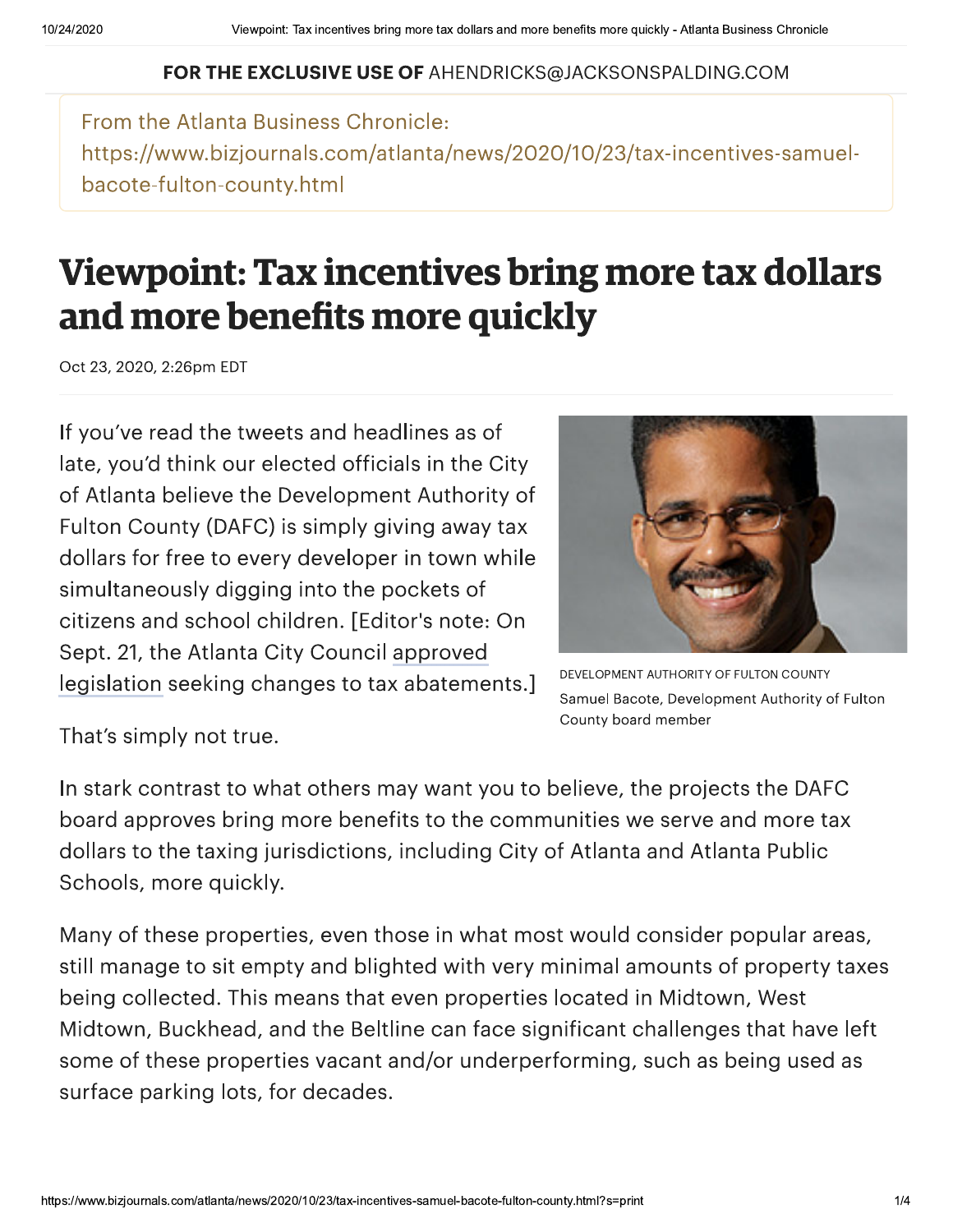FOR THE EXCLUSIVE USE OF AHENDRICKS@JACKSONSPALDING.COM

From the Atlanta Business Chronicle:
https://www.bizjournals.com/atlanta/news/2020/10/23/tax-incentives-samuel-bacote-fulton-county.html

# Viewpoint: Tax incentives bring more tax dollars and more benefits more quickly

Oct 23, 2020, 2:26pm EDT

If you've read the tweets and headlines as of late, you'd think our elected officials in the City of Atlanta believe the Development Authority of Fulton County (DAFC) is simply giving away tax dollars for free to every developer in town while simultaneously digging into the pockets of citizens and school children. [Editor's note: On Sept. 21, the Atlanta City Council approved legislation seeking changes to tax abatements.]

DEVELOPMENT AUTHORITY OF FULTON COUNTY
Samuel Bacote, Development Authority of Fulton County board member

That's simply not true.

In stark contrast to what others may want you to believe, the projects the DAFC board approves bring more benefits to the communities we serve and more tax dollars to the taxing jurisdictions, including City of Atlanta and Atlanta Public Schools, more quickly.

Many of these properties, even those in what most would consider popular areas, still manage to sit empty and blighted with very minimal amounts of property taxes being collected. This means that even properties located in Midtown, West Midtown, Buckhead, and the Beltline can face significant challenges that have left some of these properties vacant and/or underperforming, such as being used as surface parking lots, for decades.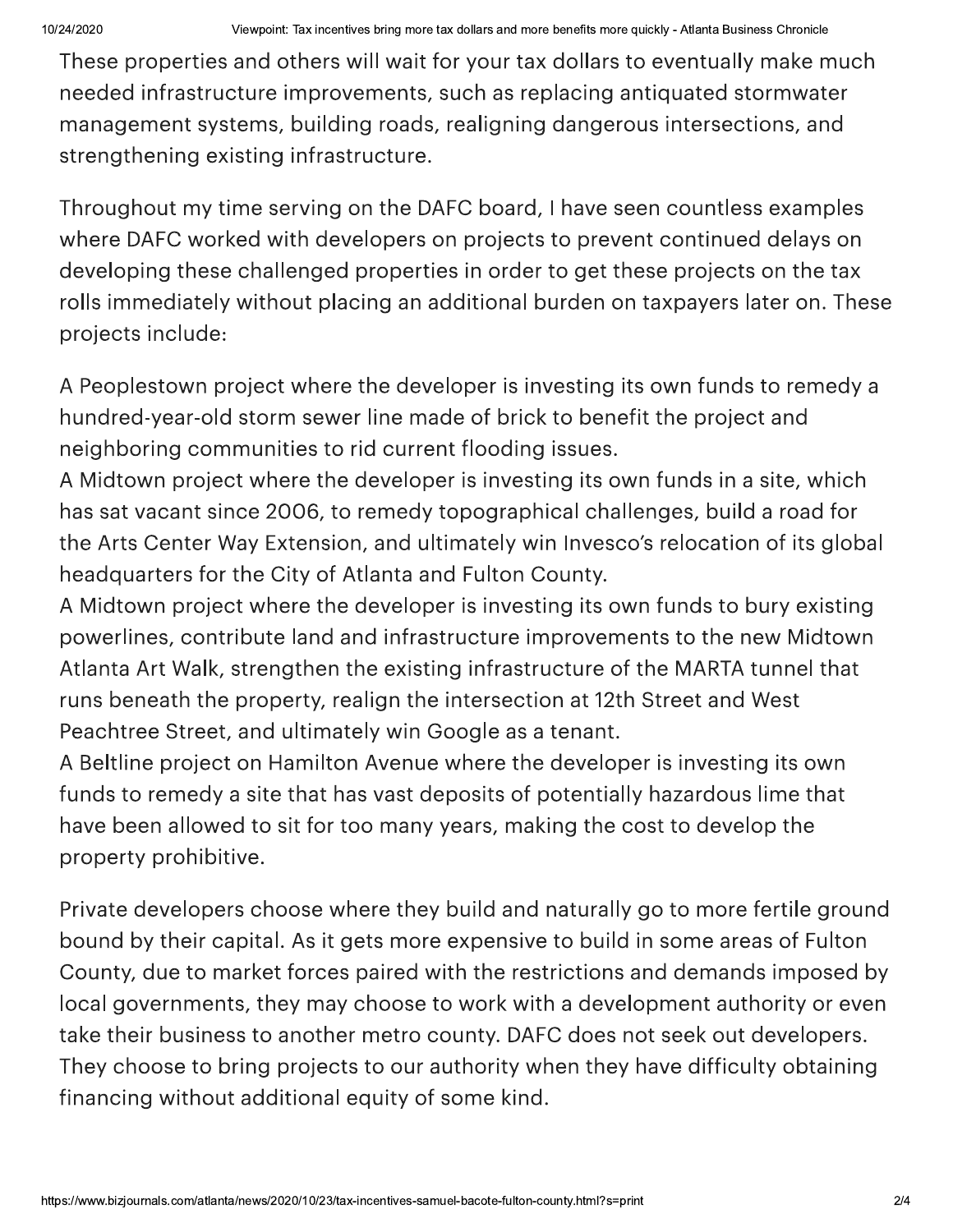These properties and others will wait for your tax dollars to eventually make much needed infrastructure improvements, such as replacing antiquated stormwater management systems, building roads, realigning dangerous intersections, and strengthening existing infrastructure.

Throughout my time serving on the DAFC board, I have seen countless examples where DAFC worked with developers on projects to prevent continued delays on developing these challenged properties in order to get these projects on the tax rolls immediately without placing an additional burden on taxpayers later on. These projects include:

A Peoplestown project where the developer is investing its own funds to remedy a hundred-year-old storm sewer line made of brick to benefit the project and neighboring communities to rid current flooding issues.
A Midtown project where the developer is investing its own funds in a site, which has sat vacant since 2006, to remedy topographical challenges, build a road for the Arts Center Way Extension, and ultimately win Invesco's relocation of its global headquarters for the City of Atlanta and Fulton County.
A Midtown project where the developer is investing its own funds to bury existing powerlines, contribute land and infrastructure improvements to the new Midtown Atlanta Art Walk, strengthen the existing infrastructure of the MARTA tunnel that runs beneath the property, realign the intersection at 12th Street and West Peachtree Street, and ultimately win Google as a tenant.
A Beltline project on Hamilton Avenue where the developer is investing its own funds to remedy a site that has vast deposits of potentially hazardous lime that have been allowed to sit for too many years, making the cost to develop the property prohibitive.

Private developers choose where they build and naturally go to more fertile ground bound by their capital. As it gets more expensive to build in some areas of Fulton County, due to market forces paired with the restrictions and demands imposed by local governments, they may choose to work with a development authority or even take their business to another metro county. DAFC does not seek out developers. They choose to bring projects to our authority when they have difficulty obtaining financing without additional equity of some kind.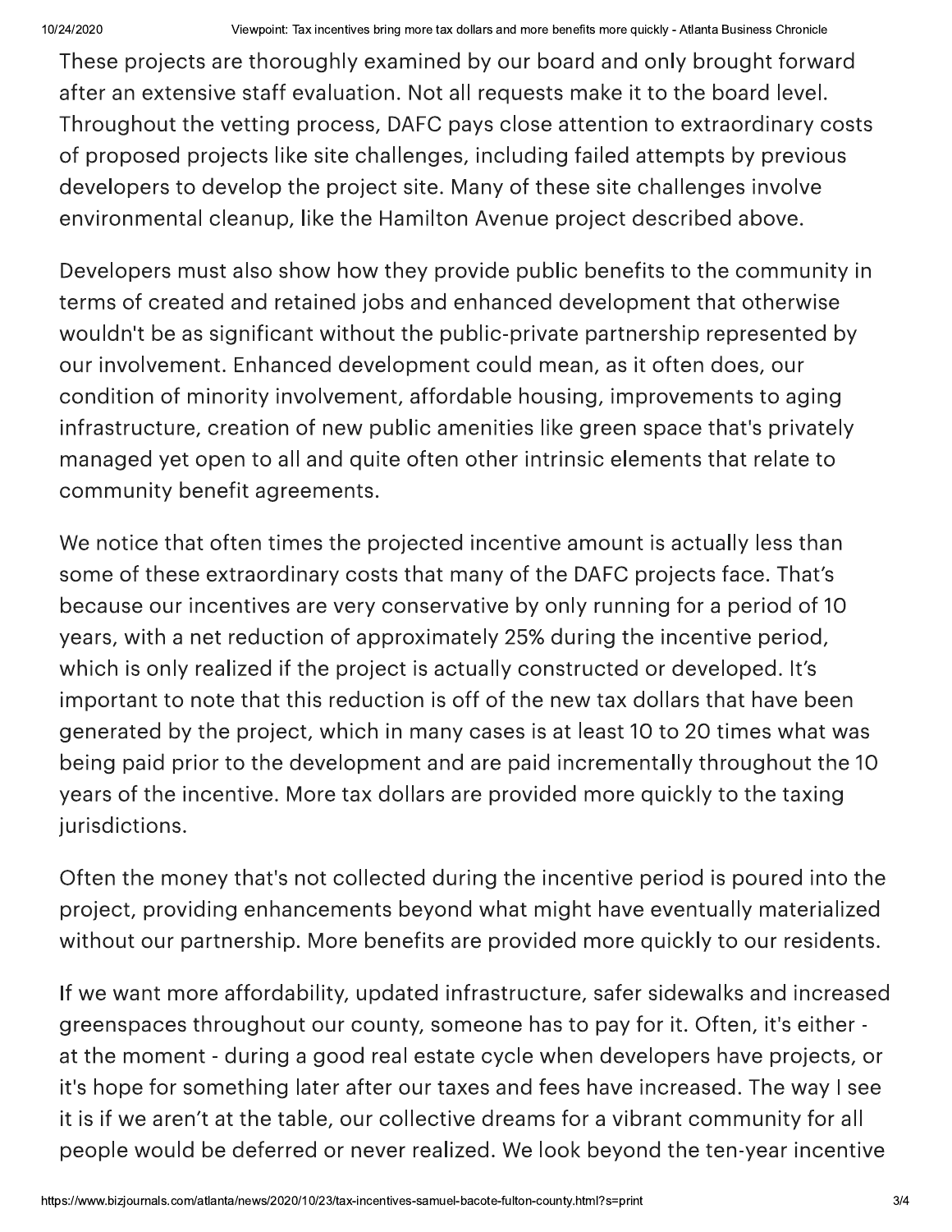These projects are thoroughly examined by our board and only brought forward after an extensive staff evaluation. Not all requests make it to the board level. Throughout the vetting process, DAFC pays close attention to extraordinary costs of proposed projects like site challenges, including failed attempts by previous developers to develop the project site. Many of these site challenges involve environmental cleanup, like the Hamilton Avenue project described above.

Developers must also show how they provide public benefits to the community in terms of created and retained jobs and enhanced development that otherwise wouldn't be as significant without the public-private partnership represented by our involvement. Enhanced development could mean, as it often does, our condition of minority involvement, affordable housing, improvements to aging infrastructure, creation of new public amenities like green space that's privately managed yet open to all and quite often other intrinsic elements that relate to community benefit agreements.

We notice that often times the projected incentive amount is actually less than some of these extraordinary costs that many of the DAFC projects face. That's because our incentives are very conservative by only running for a period of 10 years, with a net reduction of approximately 25% during the incentive period, which is only realized if the project is actually constructed or developed. It's important to note that this reduction is off of the new tax dollars that have been generated by the project, which in many cases is at least 10 to 20 times what was being paid prior to the development and are paid incrementally throughout the 10 years of the incentive. More tax dollars are provided more quickly to the taxing jurisdictions.

Often the money that's not collected during the incentive period is poured into the project, providing enhancements beyond what might have eventually materialized without our partnership. More benefits are provided more quickly to our residents.

If we want more affordability, updated infrastructure, safer sidewalks and increased greenspaces throughout our county, someone has to pay for it. Often, it's either - at the moment - during a good real estate cycle when developers have projects, or it's hope for something later after our taxes and fees have increased. The way I see it is if we aren't at the table, our collective dreams for a vibrant community for all people would be deferred or never realized. We look beyond the ten-year incentive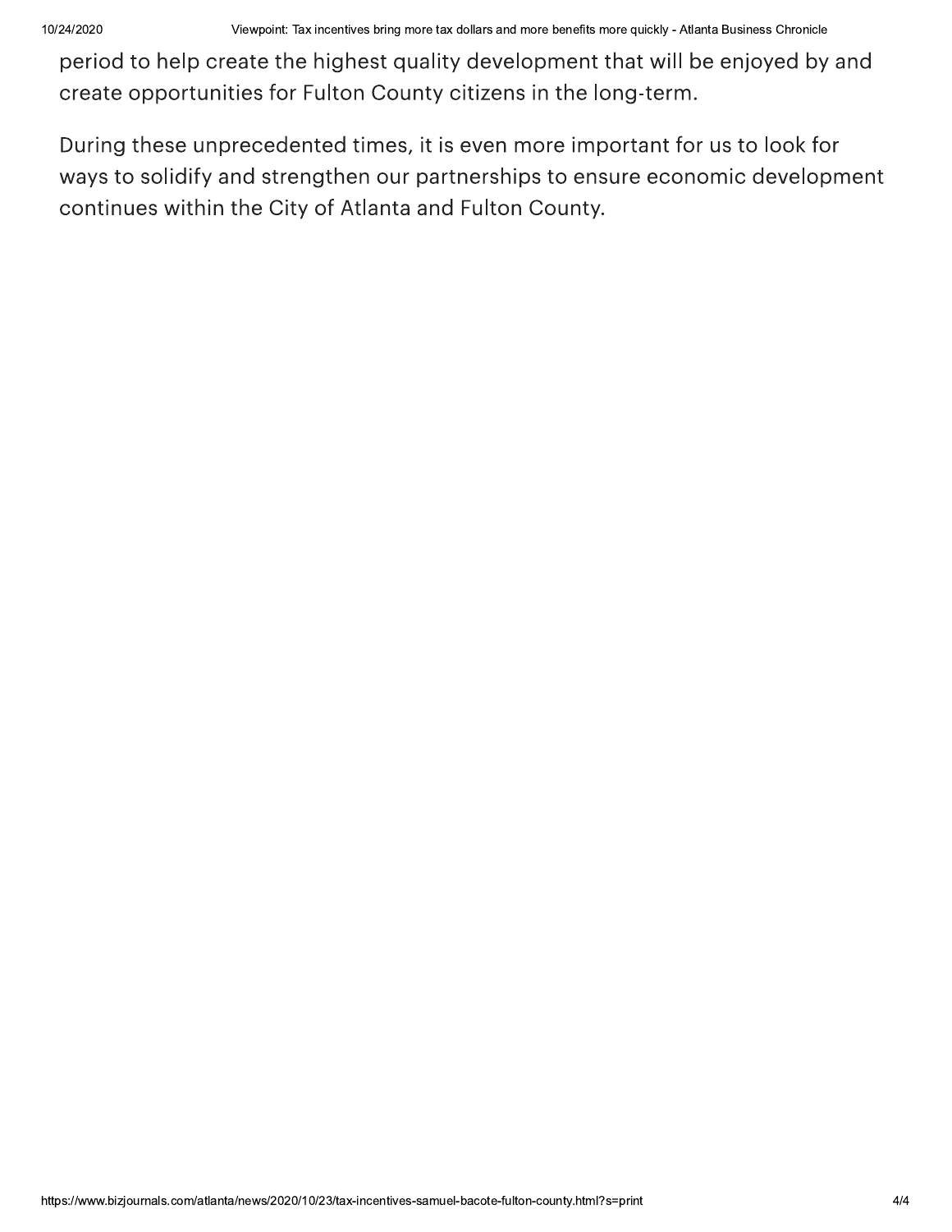period to help create the highest quality development that will be enjoyed by and create opportunities for Fulton County citizens in the long-term.

During these unprecedented times, it is even more important for us to look for ways to solidify and strengthen our partnerships to ensure economic development continues within the City of Atlanta and Fulton County.